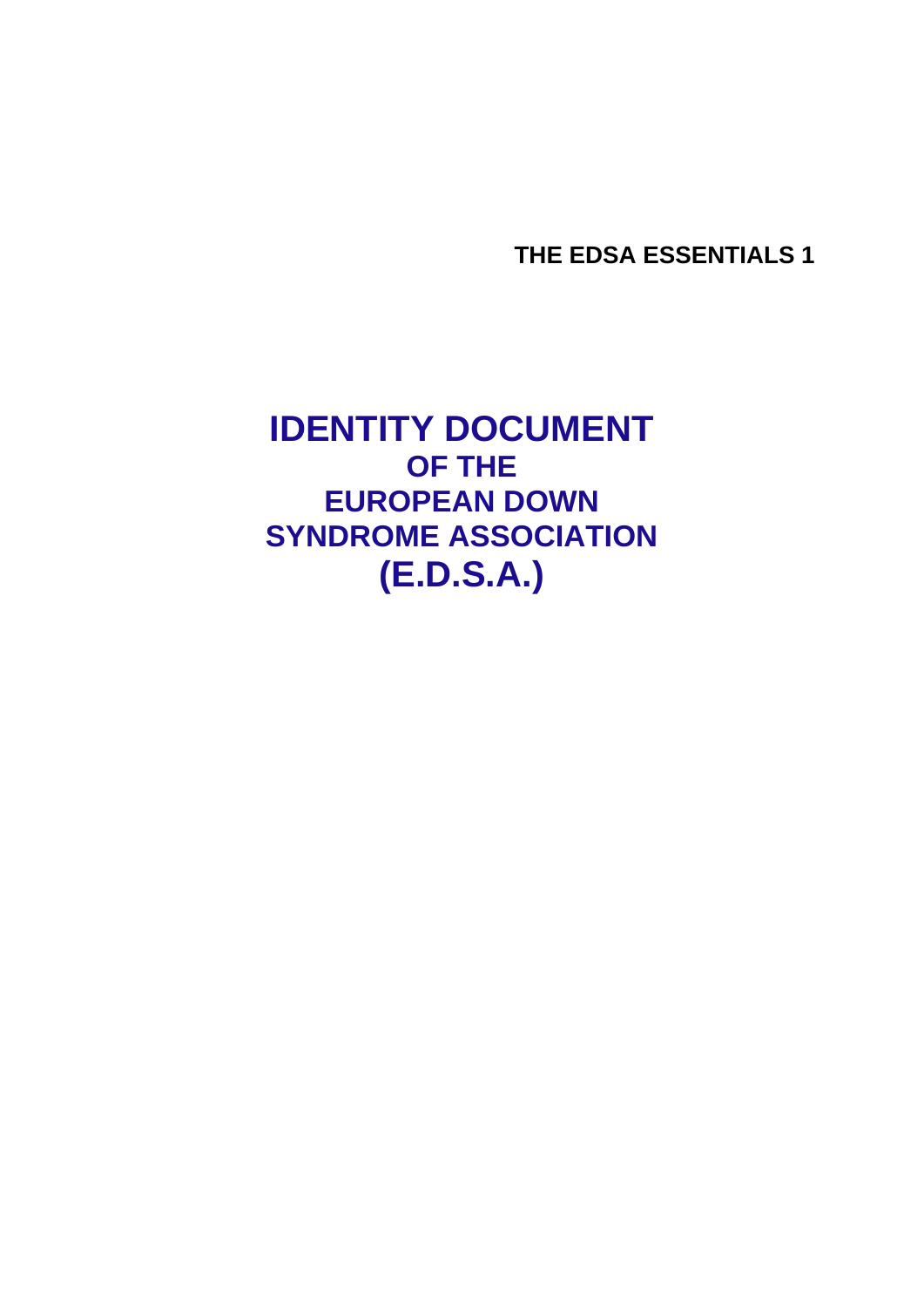**THE EDSA ESSENTIALS 1**

# IDENTITY DOCUMENT

## OF THE
## EUROPEAN DOWN SYNDROME ASSOCIATION
## (E.D.S.A.)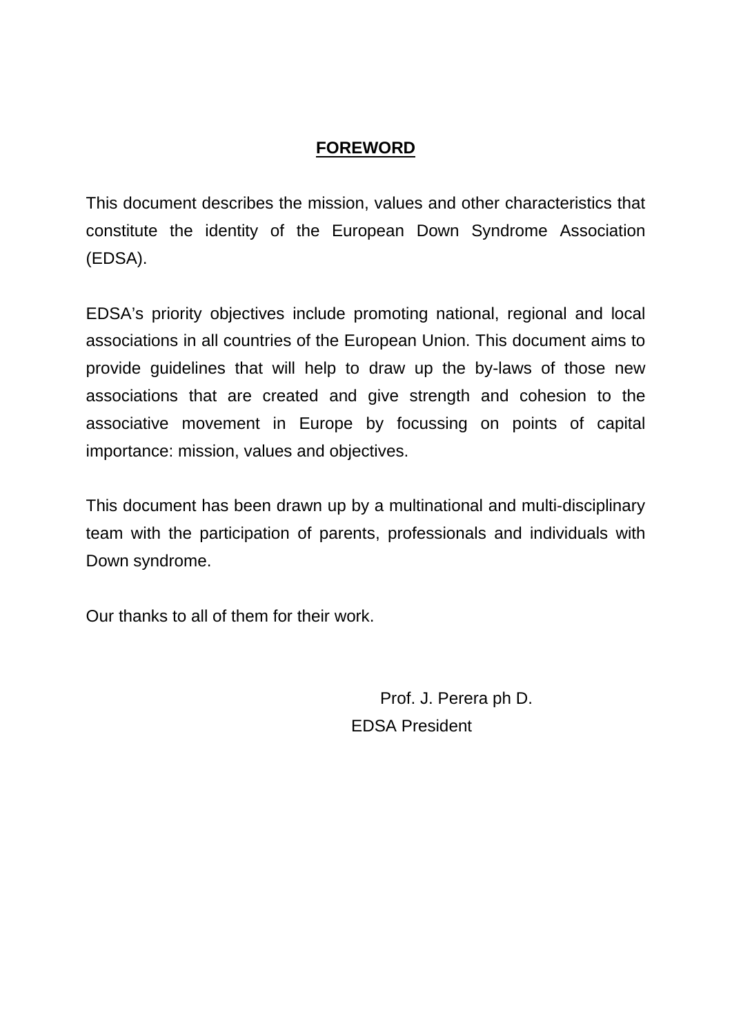## FOREWORD

This document describes the mission, values and other characteristics that constitute the identity of the European Down Syndrome Association (EDSA).

EDSA's priority objectives include promoting national, regional and local associations in all countries of the European Union. This document aims to provide guidelines that will help to draw up the by-laws of those new associations that are created and give strength and cohesion to the associative movement in Europe by focussing on points of capital importance: mission, values and objectives.

This document has been drawn up by a multinational and multi-disciplinary team with the participation of parents, professionals and individuals with Down syndrome.

Our thanks to all of them for their work.

Prof. J. Perera ph D.
EDSA President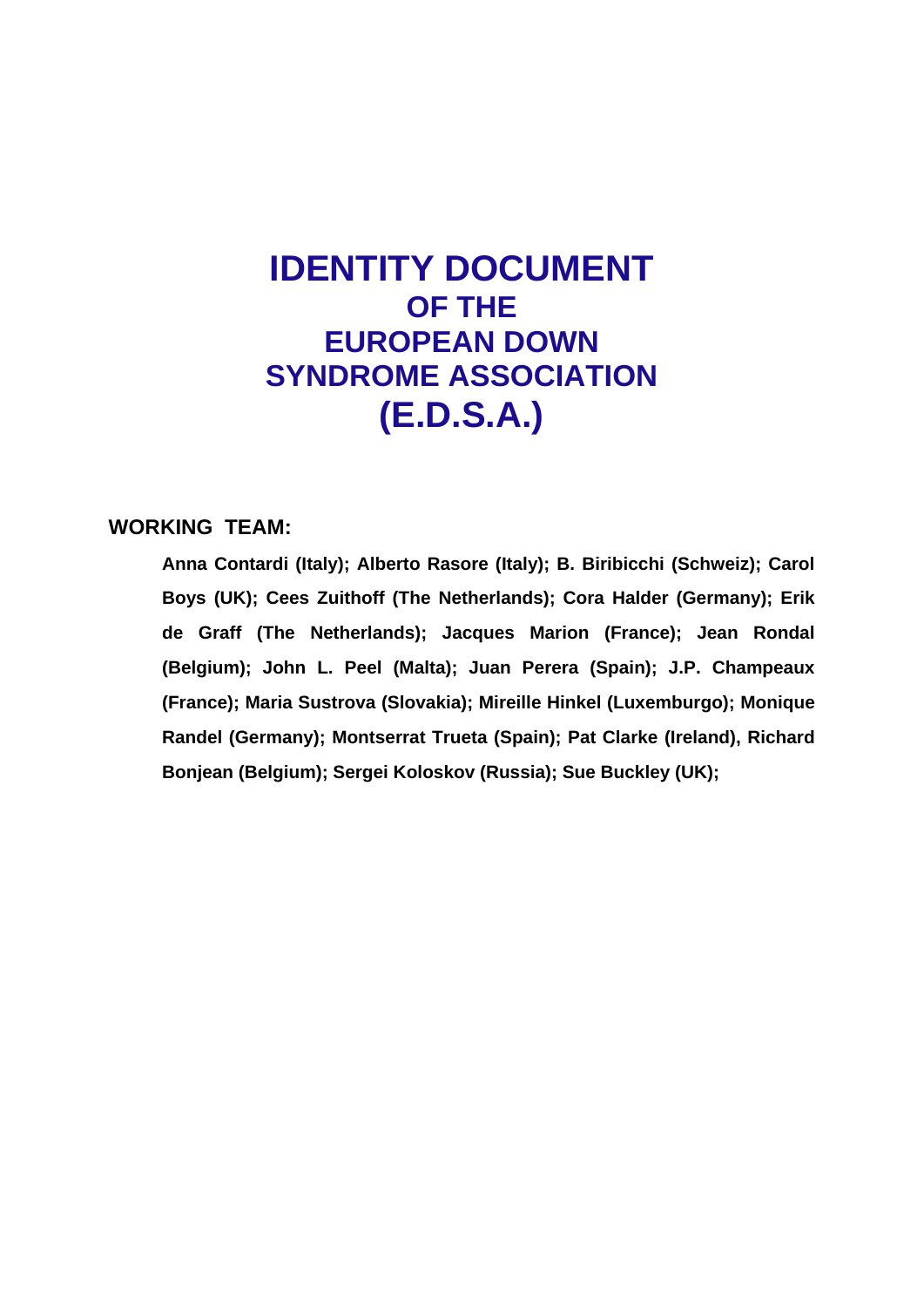# IDENTITY DOCUMENT
## OF THE
## EUROPEAN DOWN SYNDROME ASSOCIATION
# (E.D.S.A.)

**WORKING TEAM:**

**Anna Contardi (Italy); Alberto Rasore (Italy); B. Biribicchi (Schweiz); Carol Boys (UK); Cees Zuithoff (The Netherlands); Cora Halder (Germany); Erik de Graff (The Netherlands); Jacques Marion (France); Jean Rondal (Belgium); John L. Peel (Malta); Juan Perera (Spain); J.P. Champeaux (France); Maria Sustrova (Slovakia); Mireille Hinkel (Luxemburgo); Monique Randel (Germany); Montserrat Trueta (Spain); Pat Clarke (Ireland), Richard Bonjean (Belgium); Sergei Koloskov (Russia); Sue Buckley (UK);**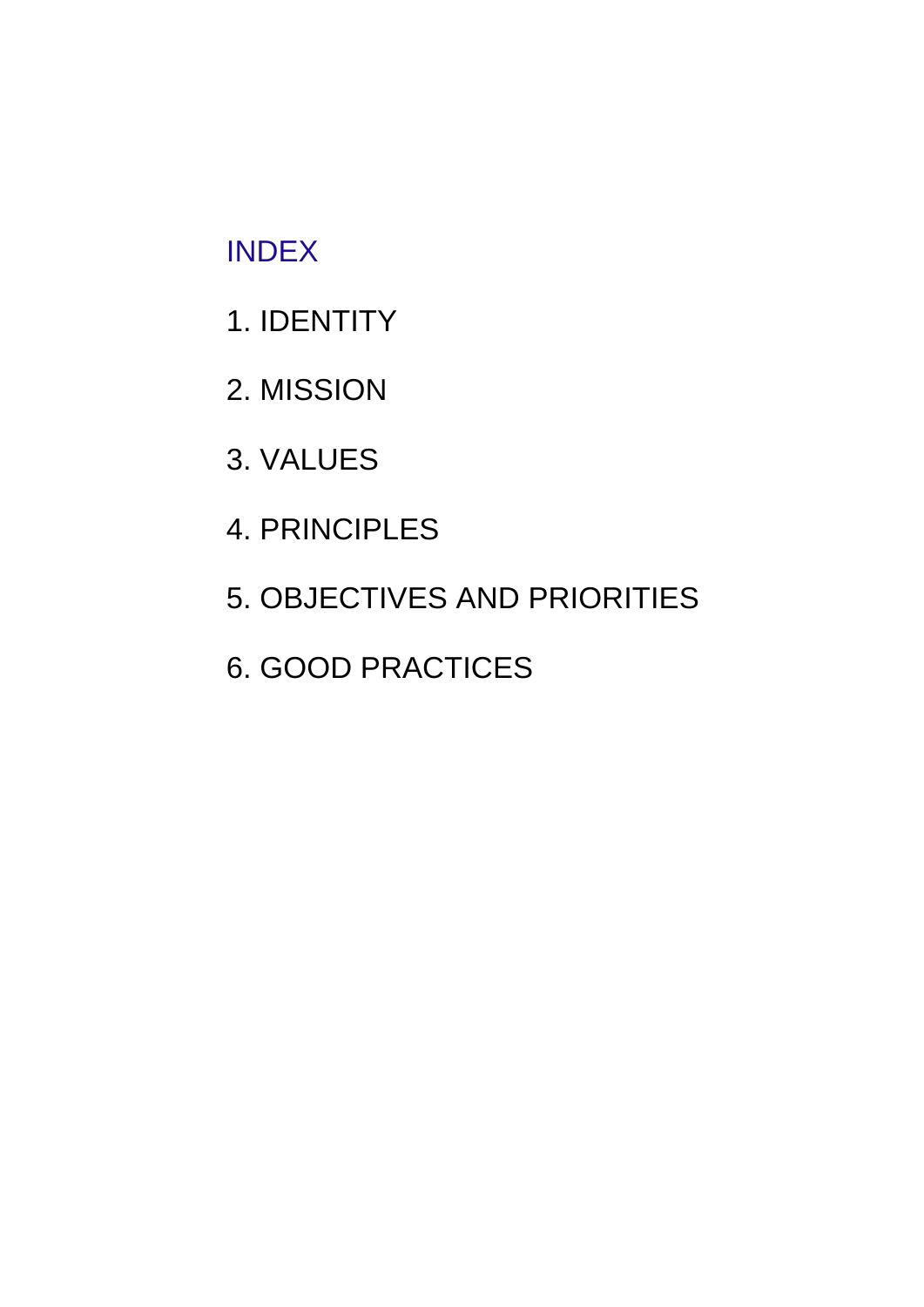# INDEX

1. IDENTITY
2. MISSION
3. VALUES
4. PRINCIPLES
5. OBJECTIVES AND PRIORITIES
6. GOOD PRACTICES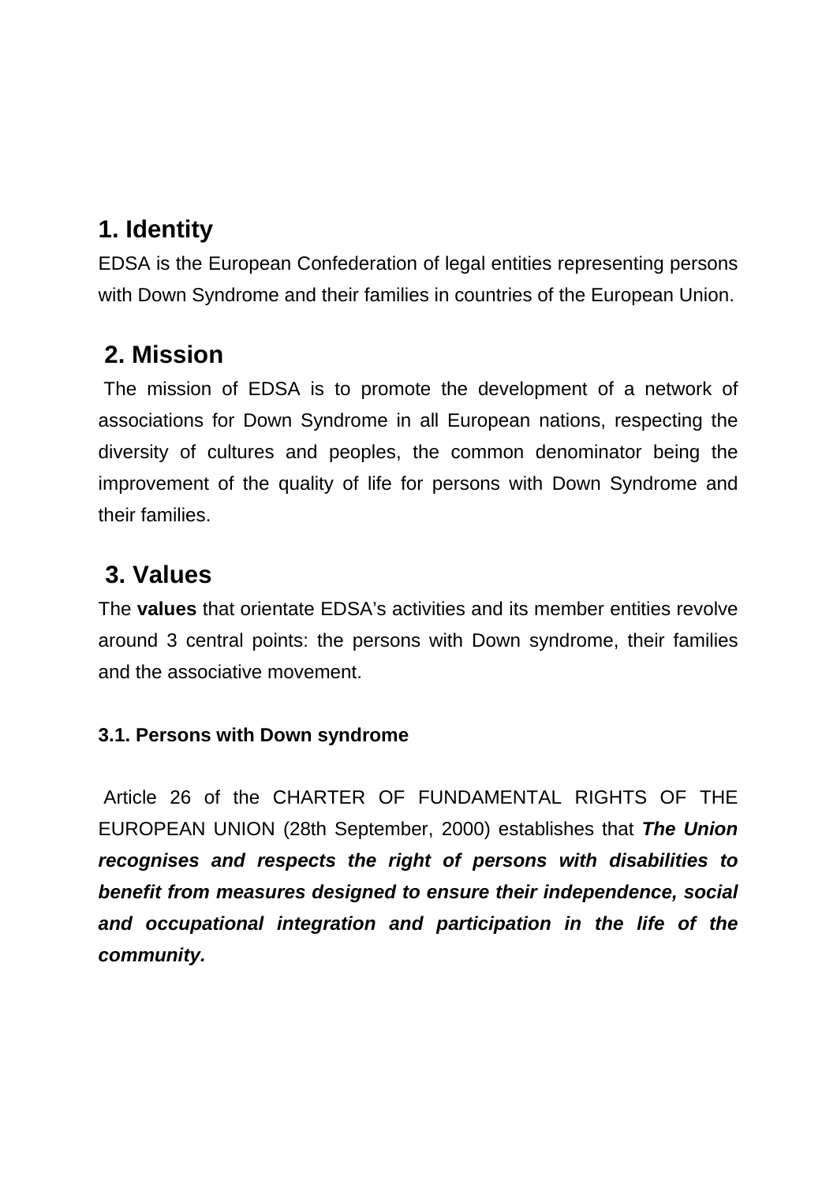## 1. Identity

EDSA is the European Confederation of legal entities representing persons with Down Syndrome and their families in countries of the European Union.

## 2. Mission

The mission of EDSA is to promote the development of a network of associations for Down Syndrome in all European nations, respecting the diversity of cultures and peoples, the common denominator being the improvement of the quality of life for persons with Down Syndrome and their families.

## 3. Values

The **values** that orientate EDSA's activities and its member entities revolve around 3 central points: the persons with Down syndrome, their families and the associative movement.

### 3.1. Persons with Down syndrome

Article 26 of the CHARTER OF FUNDAMENTAL RIGHTS OF THE EUROPEAN UNION (28th September, 2000) establishes that ***The Union recognises and respects the right of persons with disabilities to benefit from measures designed to ensure their independence, social and occupational integration and participation in the life of the community.***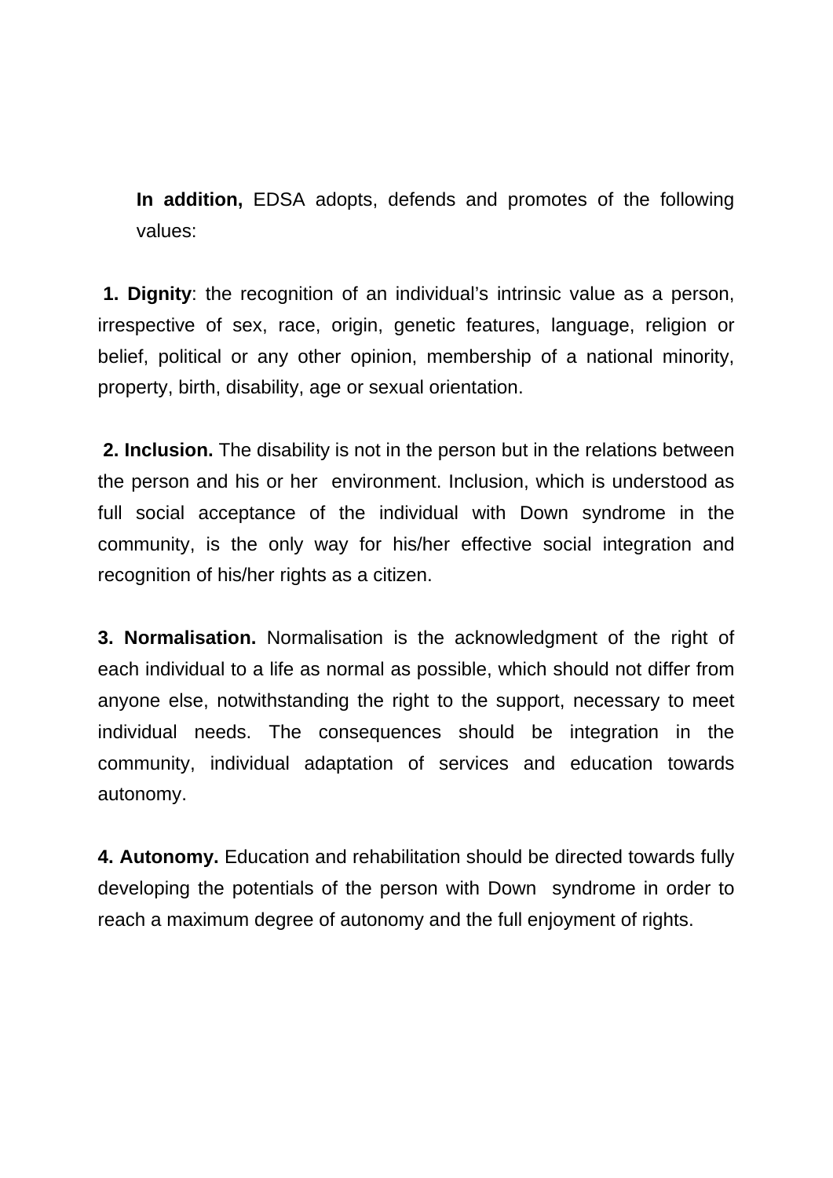**In addition,** EDSA adopts, defends and promotes of the following values:

**1. Dignity**: the recognition of an individual's intrinsic value as a person, irrespective of sex, race, origin, genetic features, language, religion or belief, political or any other opinion, membership of a national minority, property, birth, disability, age or sexual orientation.

**2. Inclusion.** The disability is not in the person but in the relations between the person and his or her environment. Inclusion, which is understood as full social acceptance of the individual with Down syndrome in the community, is the only way for his/her effective social integration and recognition of his/her rights as a citizen.

**3. Normalisation.** Normalisation is the acknowledgment of the right of each individual to a life as normal as possible, which should not differ from anyone else, notwithstanding the right to the support, necessary to meet individual needs. The consequences should be integration in the community, individual adaptation of services and education towards autonomy.

**4. Autonomy.** Education and rehabilitation should be directed towards fully developing the potentials of the person with Down syndrome in order to reach a maximum degree of autonomy and the full enjoyment of rights.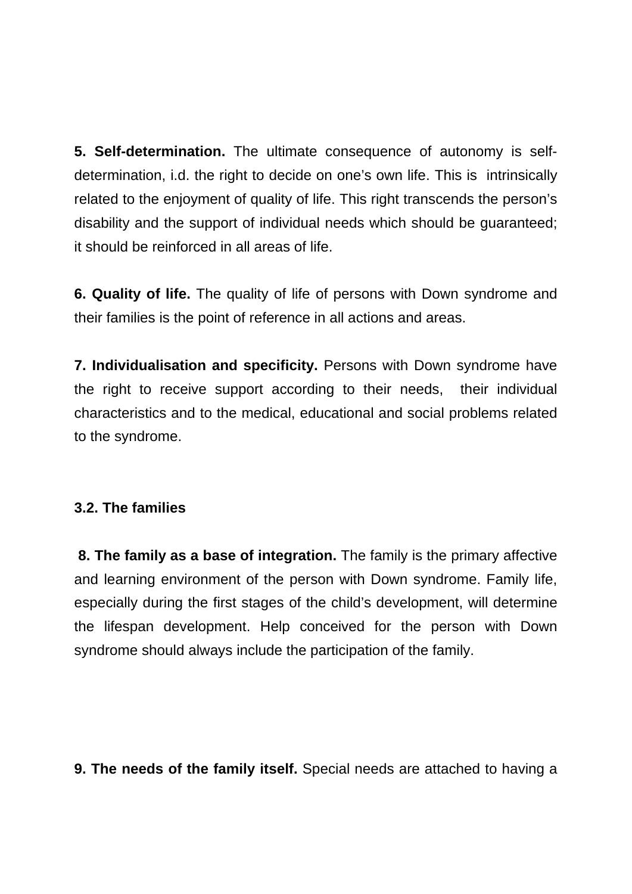**5. Self-determination.** The ultimate consequence of autonomy is self-determination, i.d. the right to decide on one's own life. This is intrinsically related to the enjoyment of quality of life. This right transcends the person's disability and the support of individual needs which should be guaranteed; it should be reinforced in all areas of life.

**6. Quality of life.** The quality of life of persons with Down syndrome and their families is the point of reference in all actions and areas.

**7. Individualisation and specificity.** Persons with Down syndrome have the right to receive support according to their needs, their individual characteristics and to the medical, educational and social problems related to the syndrome.

### 3.2. The families

**8. The family as a base of integration.** The family is the primary affective and learning environment of the person with Down syndrome. Family life, especially during the first stages of the child's development, will determine the lifespan development. Help conceived for the person with Down syndrome should always include the participation of the family.

**9. The needs of the family itself.** Special needs are attached to having a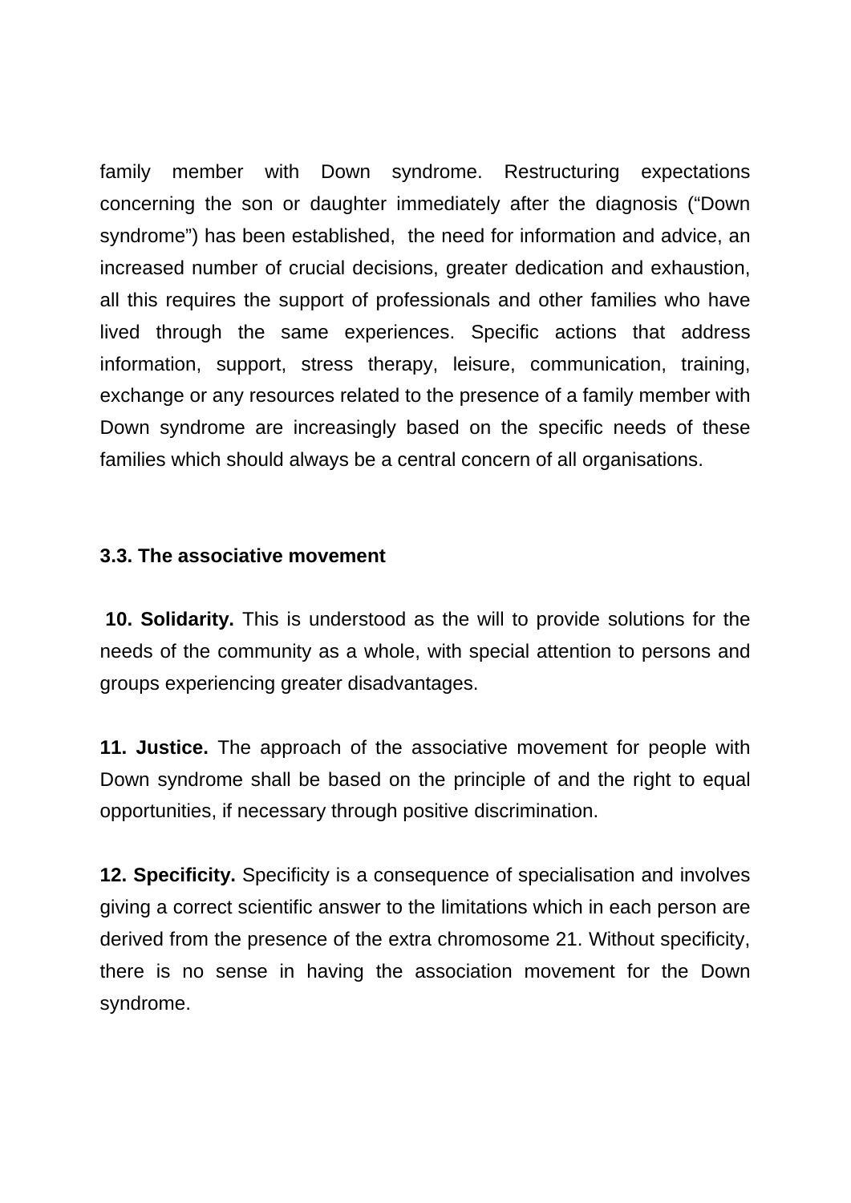family member with Down syndrome. Restructuring expectations concerning the son or daughter immediately after the diagnosis ("Down syndrome") has been established, the need for information and advice, an increased number of crucial decisions, greater dedication and exhaustion, all this requires the support of professionals and other families who have lived through the same experiences. Specific actions that address information, support, stress therapy, leisure, communication, training, exchange or any resources related to the presence of a family member with Down syndrome are increasingly based on the specific needs of these families which should always be a central concern of all organisations.

### 3.3. The associative movement

**10. Solidarity.** This is understood as the will to provide solutions for the needs of the community as a whole, with special attention to persons and groups experiencing greater disadvantages.

**11. Justice.** The approach of the associative movement for people with Down syndrome shall be based on the principle of and the right to equal opportunities, if necessary through positive discrimination.

**12. Specificity.** Specificity is a consequence of specialisation and involves giving a correct scientific answer to the limitations which in each person are derived from the presence of the extra chromosome 21. Without specificity, there is no sense in having the association movement for the Down syndrome.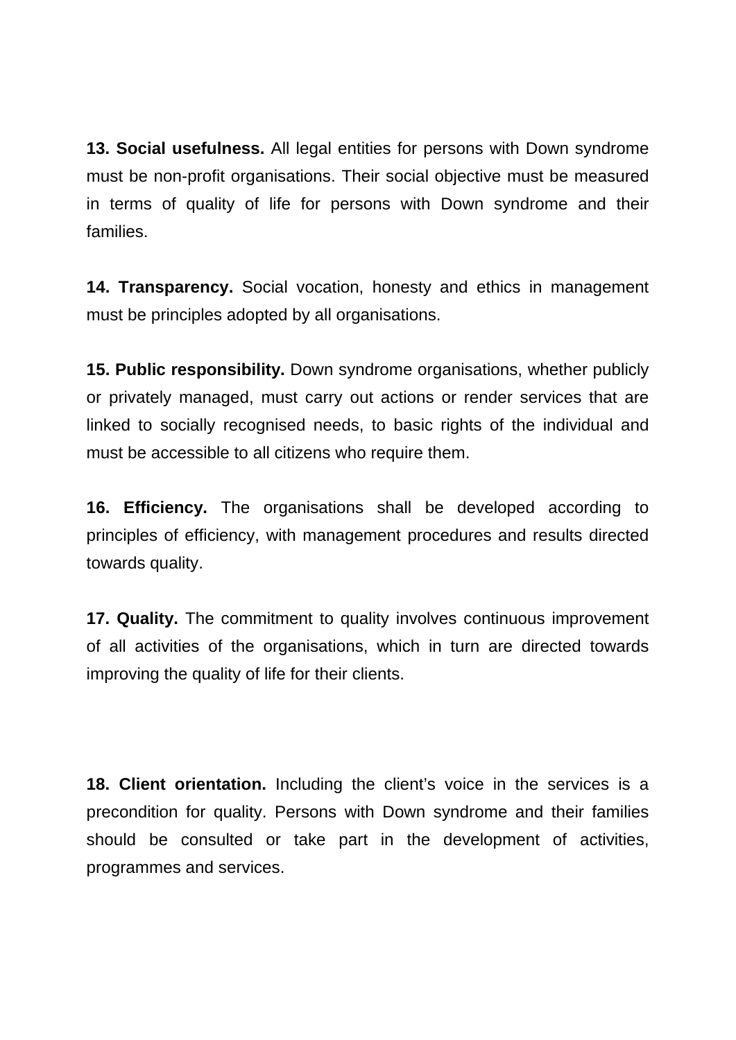**13. Social usefulness.** All legal entities for persons with Down syndrome must be non-profit organisations. Their social objective must be measured in terms of quality of life for persons with Down syndrome and their families.

**14. Transparency.** Social vocation, honesty and ethics in management must be principles adopted by all organisations.

**15. Public responsibility.** Down syndrome organisations, whether publicly or privately managed, must carry out actions or render services that are linked to socially recognised needs, to basic rights of the individual and must be accessible to all citizens who require them.

**16. Efficiency.** The organisations shall be developed according to principles of efficiency, with management procedures and results directed towards quality.

**17. Quality.** The commitment to quality involves continuous improvement of all activities of the organisations, which in turn are directed towards improving the quality of life for their clients.

**18. Client orientation.** Including the client's voice in the services is a precondition for quality. Persons with Down syndrome and their families should be consulted or take part in the development of activities, programmes and services.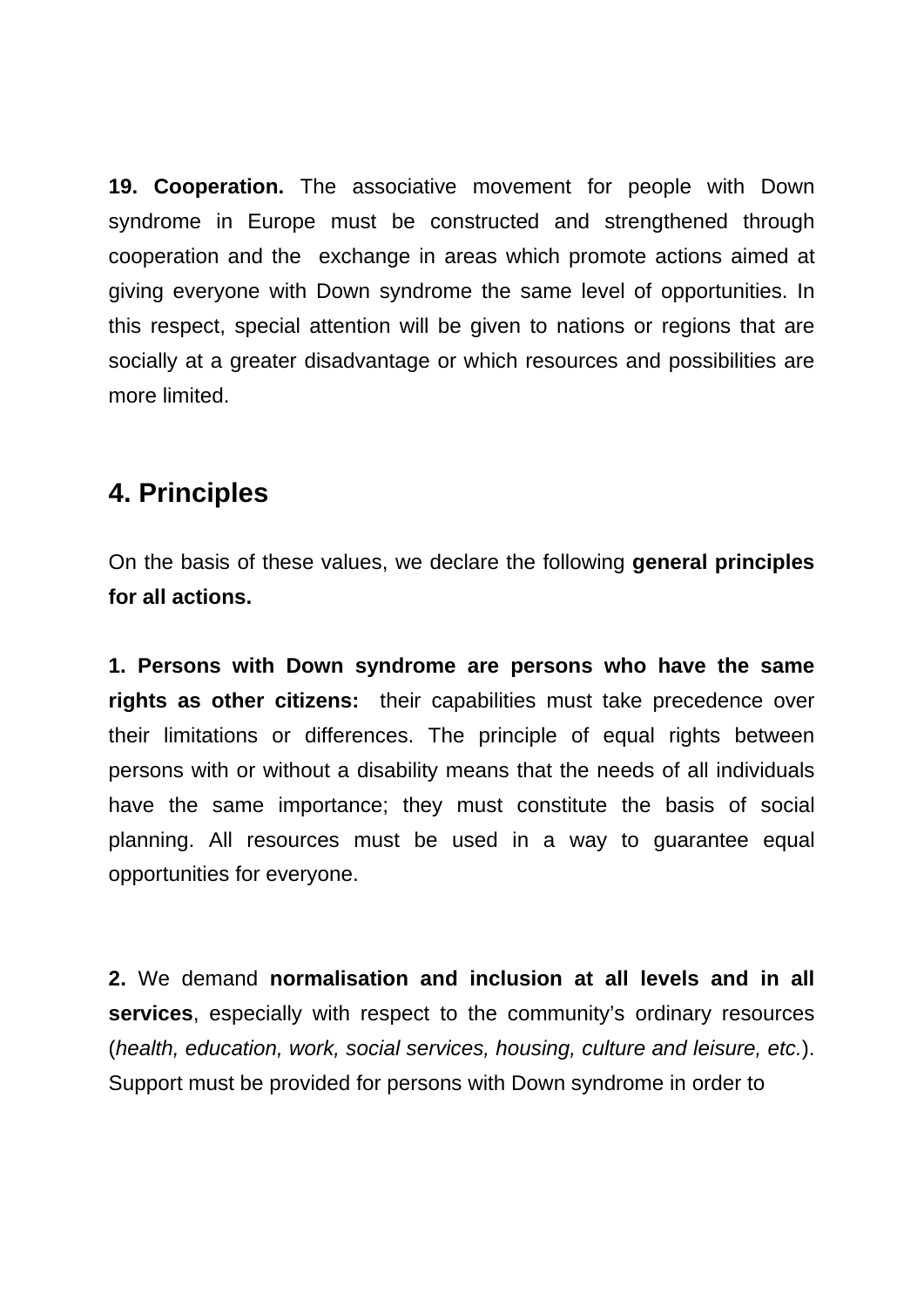**19. Cooperation.** The associative movement for people with Down syndrome in Europe must be constructed and strengthened through cooperation and the exchange in areas which promote actions aimed at giving everyone with Down syndrome the same level of opportunities. In this respect, special attention will be given to nations or regions that are socially at a greater disadvantage or which resources and possibilities are more limited.

## 4. Principles

On the basis of these values, we declare the following **general principles for all actions.**

**1. Persons with Down syndrome are persons who have the same rights as other citizens:** their capabilities must take precedence over their limitations or differences. The principle of equal rights between persons with or without a disability means that the needs of all individuals have the same importance; they must constitute the basis of social planning. All resources must be used in a way to guarantee equal opportunities for everyone.

**2.** We demand **normalisation and inclusion at all levels and in all services**, especially with respect to the community's ordinary resources (*health, education, work, social services, housing, culture and leisure, etc.*). Support must be provided for persons with Down syndrome in order to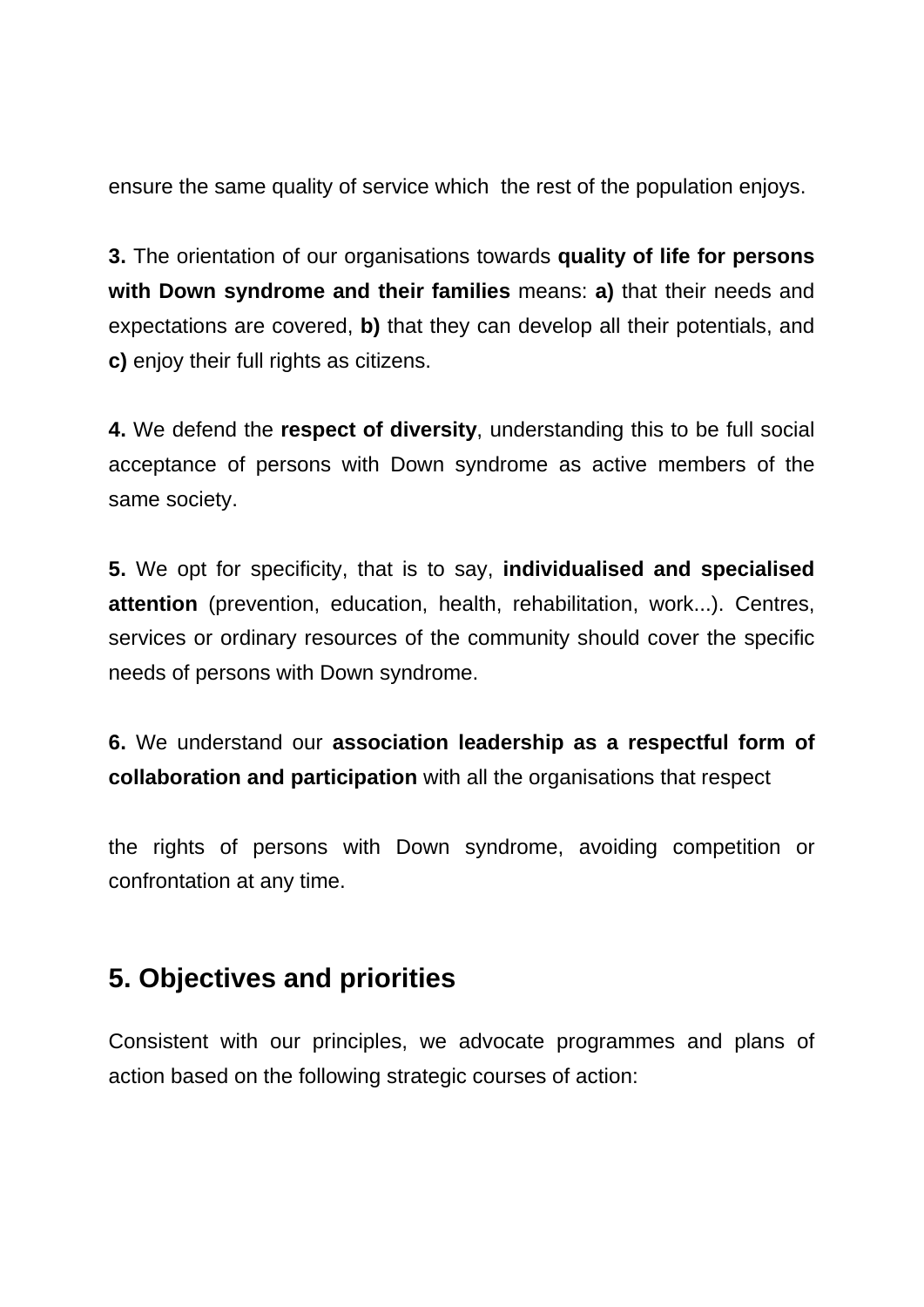ensure the same quality of service which the rest of the population enjoys.

**3.** The orientation of our organisations towards **quality of life for persons with Down syndrome and their families** means: **a)** that their needs and expectations are covered, **b)** that they can develop all their potentials, and **c)** enjoy their full rights as citizens.

**4.** We defend the **respect of diversity**, understanding this to be full social acceptance of persons with Down syndrome as active members of the same society.

**5.** We opt for specificity, that is to say, **individualised and specialised attention** (prevention, education, health, rehabilitation, work...). Centres, services or ordinary resources of the community should cover the specific needs of persons with Down syndrome.

**6.** We understand our **association leadership as a respectful form of collaboration and participation** with all the organisations that respect the rights of persons with Down syndrome, avoiding competition or confrontation at any time.

## 5. Objectives and priorities

Consistent with our principles, we advocate programmes and plans of action based on the following strategic courses of action: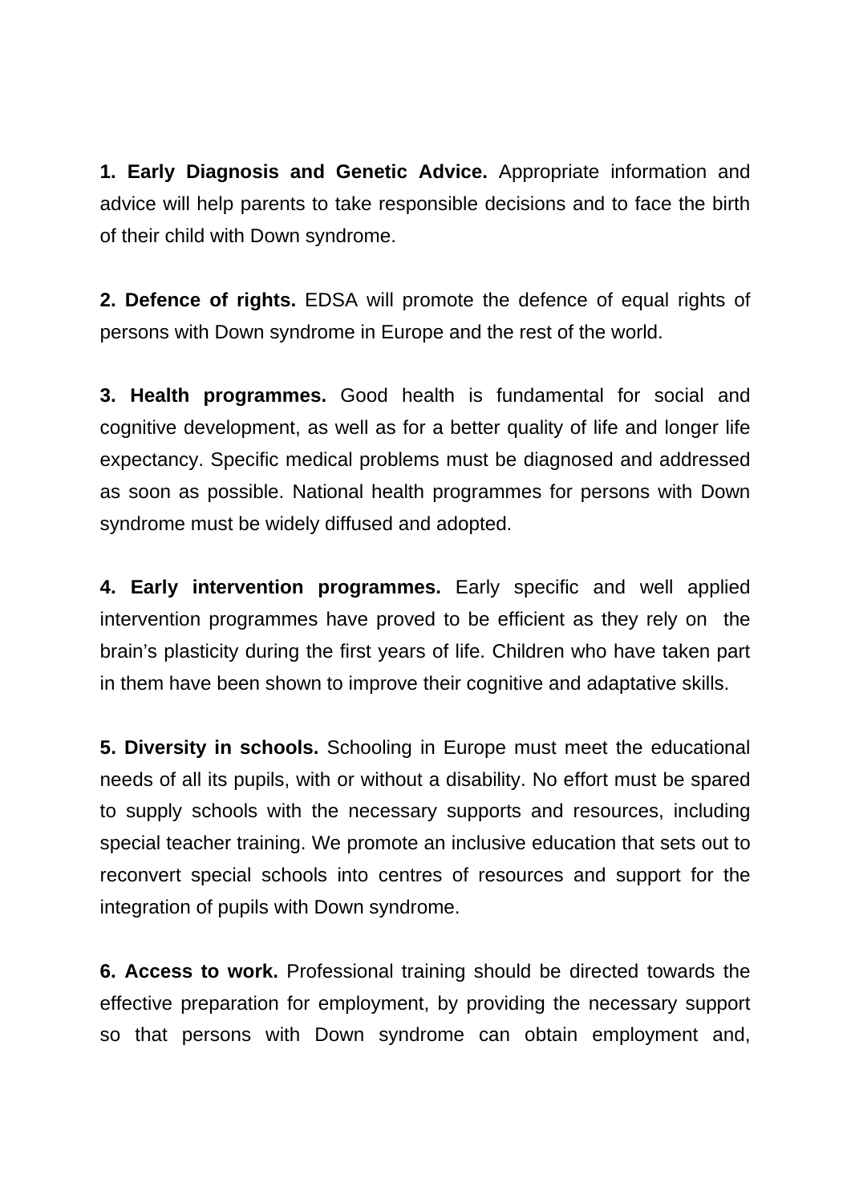**1. Early Diagnosis and Genetic Advice.** Appropriate information and advice will help parents to take responsible decisions and to face the birth of their child with Down syndrome.

**2. Defence of rights.** EDSA will promote the defence of equal rights of persons with Down syndrome in Europe and the rest of the world.

**3. Health programmes.** Good health is fundamental for social and cognitive development, as well as for a better quality of life and longer life expectancy. Specific medical problems must be diagnosed and addressed as soon as possible. National health programmes for persons with Down syndrome must be widely diffused and adopted.

**4. Early intervention programmes.** Early specific and well applied intervention programmes have proved to be efficient as they rely on the brain's plasticity during the first years of life. Children who have taken part in them have been shown to improve their cognitive and adaptative skills.

**5. Diversity in schools.** Schooling in Europe must meet the educational needs of all its pupils, with or without a disability. No effort must be spared to supply schools with the necessary supports and resources, including special teacher training. We promote an inclusive education that sets out to reconvert special schools into centres of resources and support for the integration of pupils with Down syndrome.

**6. Access to work.** Professional training should be directed towards the effective preparation for employment, by providing the necessary support so that persons with Down syndrome can obtain employment and,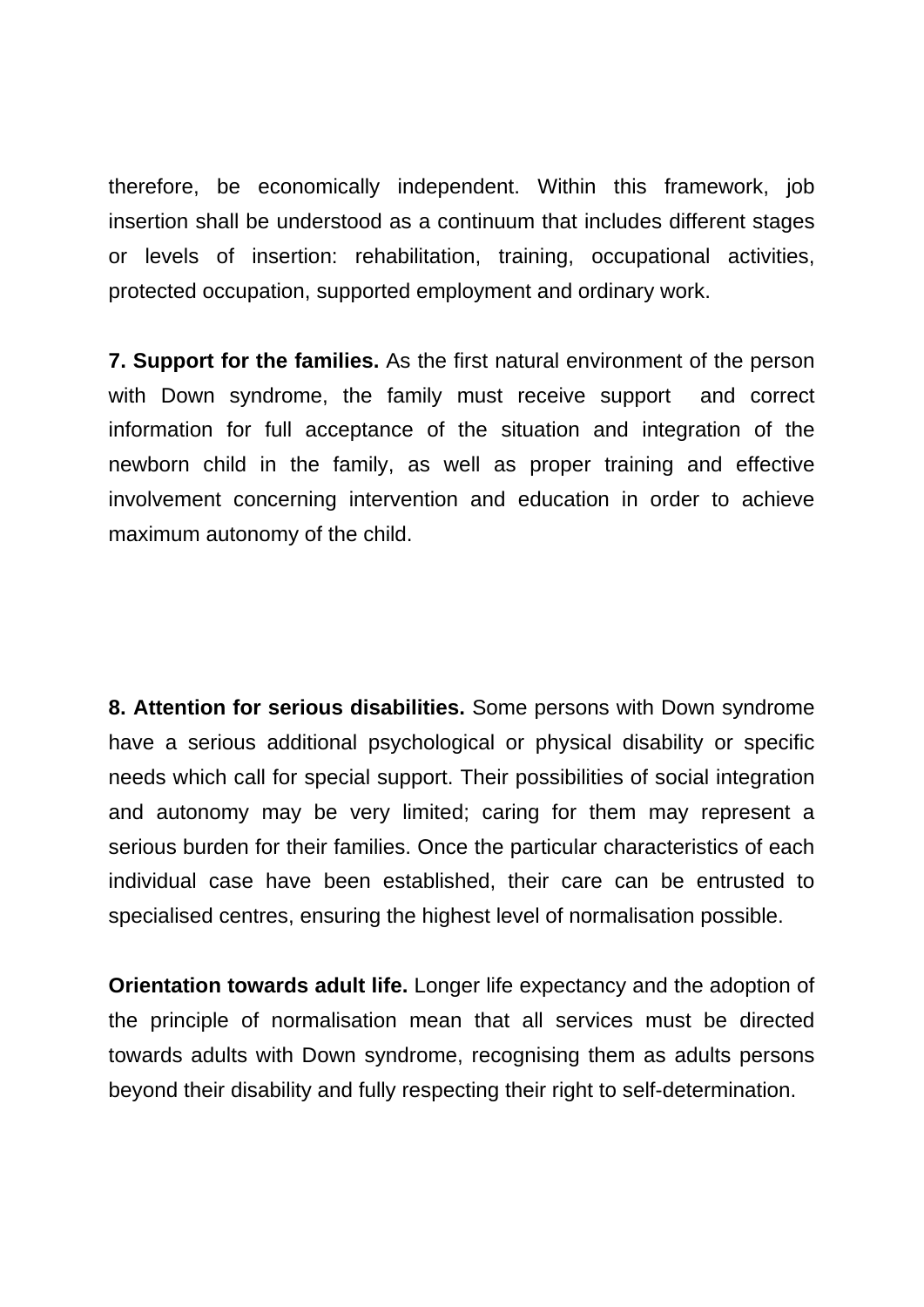therefore, be economically independent. Within this framework, job insertion shall be understood as a continuum that includes different stages or levels of insertion: rehabilitation, training, occupational activities, protected occupation, supported employment and ordinary work.

**7. Support for the families.** As the first natural environment of the person with Down syndrome, the family must receive support and correct information for full acceptance of the situation and integration of the newborn child in the family, as well as proper training and effective involvement concerning intervention and education in order to achieve maximum autonomy of the child.

**8. Attention for serious disabilities.** Some persons with Down syndrome have a serious additional psychological or physical disability or specific needs which call for special support. Their possibilities of social integration and autonomy may be very limited; caring for them may represent a serious burden for their families. Once the particular characteristics of each individual case have been established, their care can be entrusted to specialised centres, ensuring the highest level of normalisation possible.

**Orientation towards adult life.** Longer life expectancy and the adoption of the principle of normalisation mean that all services must be directed towards adults with Down syndrome, recognising them as adults persons beyond their disability and fully respecting their right to self-determination.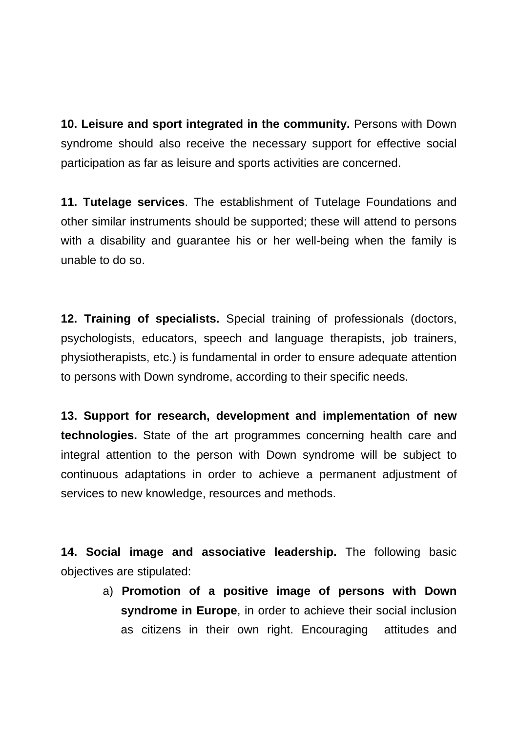**10. Leisure and sport integrated in the community.** Persons with Down syndrome should also receive the necessary support for effective social participation as far as leisure and sports activities are concerned.

**11. Tutelage services**. The establishment of Tutelage Foundations and other similar instruments should be supported; these will attend to persons with a disability and guarantee his or her well-being when the family is unable to do so.

**12. Training of specialists.** Special training of professionals (doctors, psychologists, educators, speech and language therapists, job trainers, physiotherapists, etc.) is fundamental in order to ensure adequate attention to persons with Down syndrome, according to their specific needs.

**13. Support for research, development and implementation of new technologies.** State of the art programmes concerning health care and integral attention to the person with Down syndrome will be subject to continuous adaptations in order to achieve a permanent adjustment of services to new knowledge, resources and methods.

**14. Social image and associative leadership.** The following basic objectives are stipulated:

a) **Promotion of a positive image of persons with Down syndrome in Europe**, in order to achieve their social inclusion as citizens in their own right. Encouraging attitudes and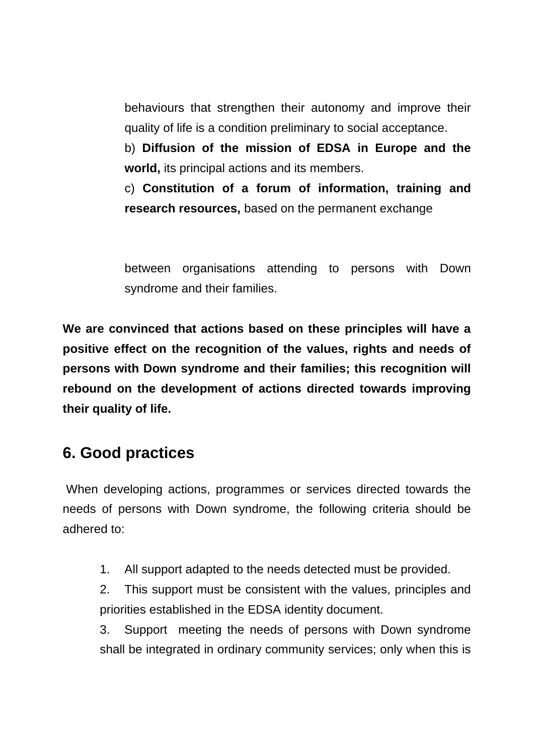behaviours that strengthen their autonomy and improve their quality of life is a condition preliminary to social acceptance.

b) **Diffusion of the mission of EDSA in Europe and the world,** its principal actions and its members.

c) **Constitution of a forum of information, training and research resources,** based on the permanent exchange

between organisations attending to persons with Down syndrome and their families.

**We are convinced that actions based on these principles will have a positive effect on the recognition of the values, rights and needs of persons with Down syndrome and their families; this recognition will rebound on the development of actions directed towards improving their quality of life.**

## 6. Good practices

When developing actions, programmes or services directed towards the needs of persons with Down syndrome, the following criteria should be adhered to:

1. All support adapted to the needs detected must be provided.
2. This support must be consistent with the values, principles and priorities established in the EDSA identity document.
3. Support meeting the needs of persons with Down syndrome shall be integrated in ordinary community services; only when this is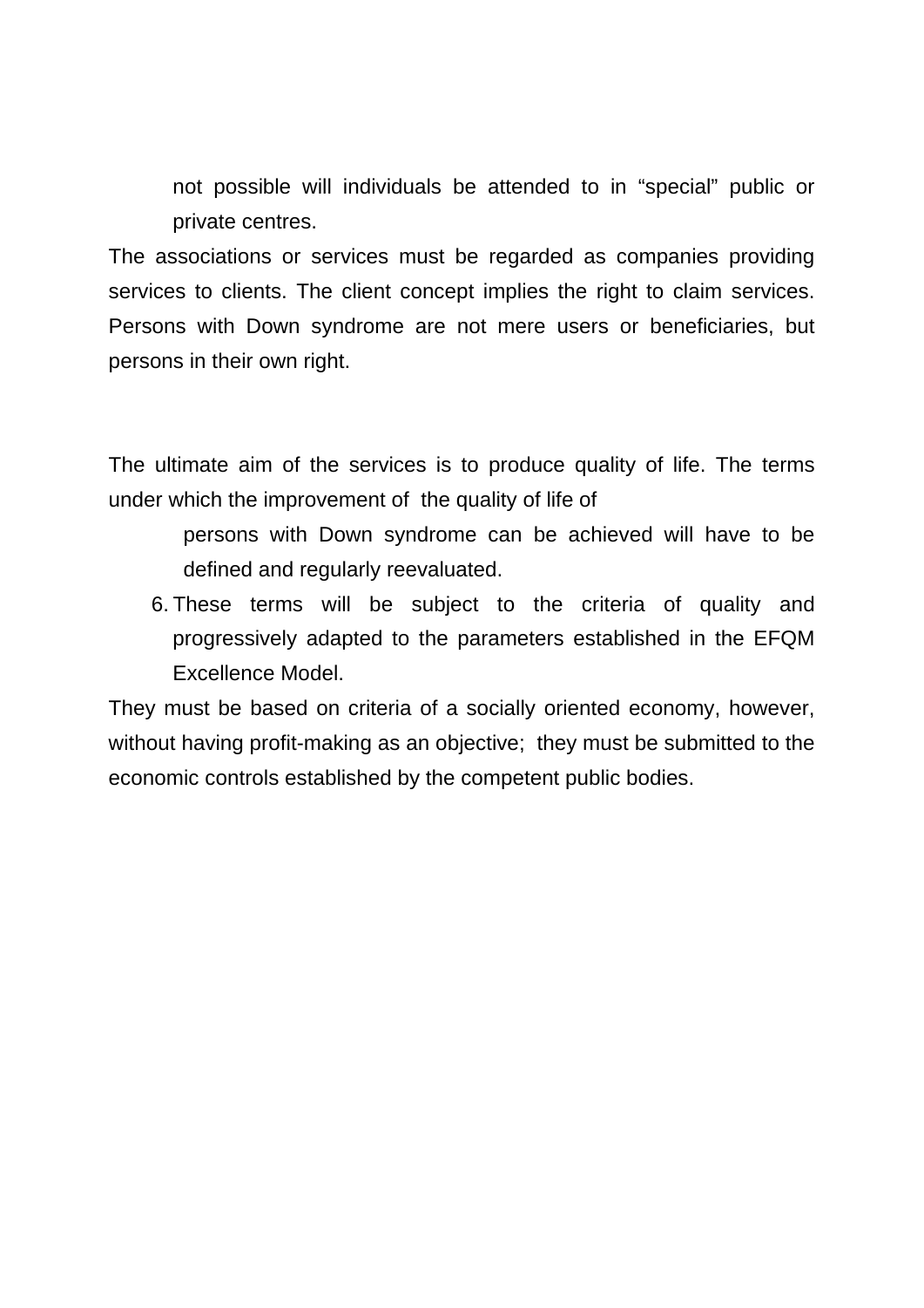not possible will individuals be attended to in “special” public or private centres.

The associations or services must be regarded as companies providing services to clients. The client concept implies the right to claim services. Persons with Down syndrome are not mere users or beneficiaries, but persons in their own right.

The ultimate aim of the services is to produce quality of life. The terms under which the improvement of the quality of life of persons with Down syndrome can be achieved will have to be defined and regularly reevaluated.

6. These terms will be subject to the criteria of quality and progressively adapted to the parameters established in the EFQM Excellence Model.

They must be based on criteria of a socially oriented economy, however, without having profit-making as an objective; they must be submitted to the economic controls established by the competent public bodies.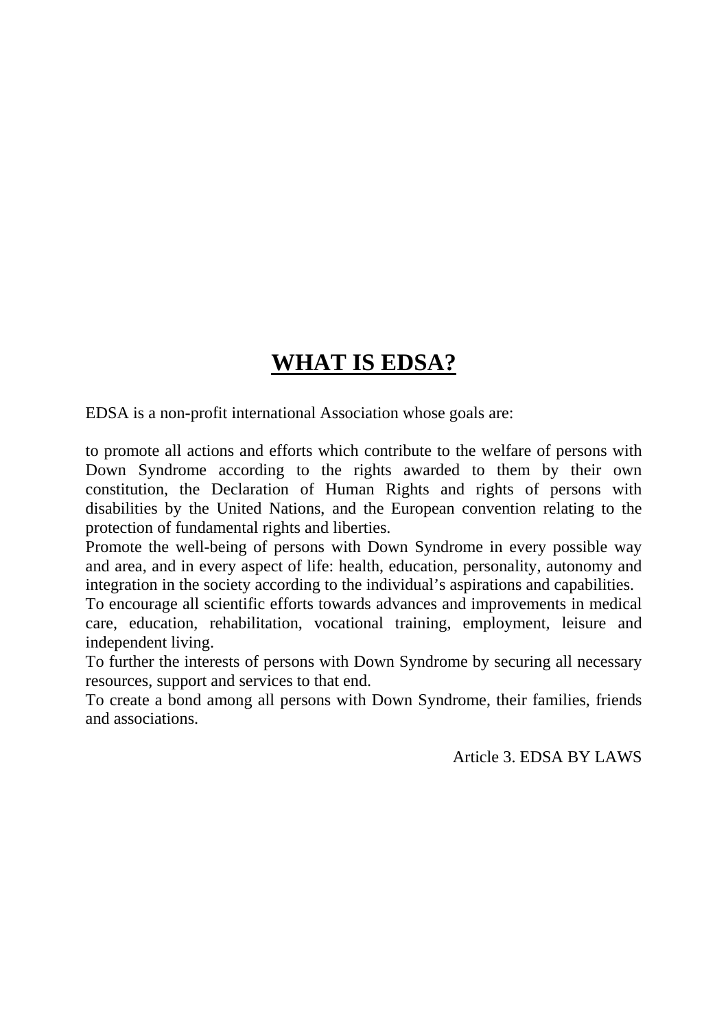# WHAT IS EDSA?

EDSA is a non-profit international Association whose goals are:

to promote all actions and efforts which contribute to the welfare of persons with Down Syndrome according to the rights awarded to them by their own constitution, the Declaration of Human Rights and rights of persons with disabilities by the United Nations, and the European convention relating to the protection of fundamental rights and liberties.

Promote the well-being of persons with Down Syndrome in every possible way and area, and in every aspect of life: health, education, personality, autonomy and integration in the society according to the individual's aspirations and capabilities.

To encourage all scientific efforts towards advances and improvements in medical care, education, rehabilitation, vocational training, employment, leisure and independent living.

To further the interests of persons with Down Syndrome by securing all necessary resources, support and services to that end.

To create a bond among all persons with Down Syndrome, their families, friends and associations.

Article 3. EDSA BY LAWS